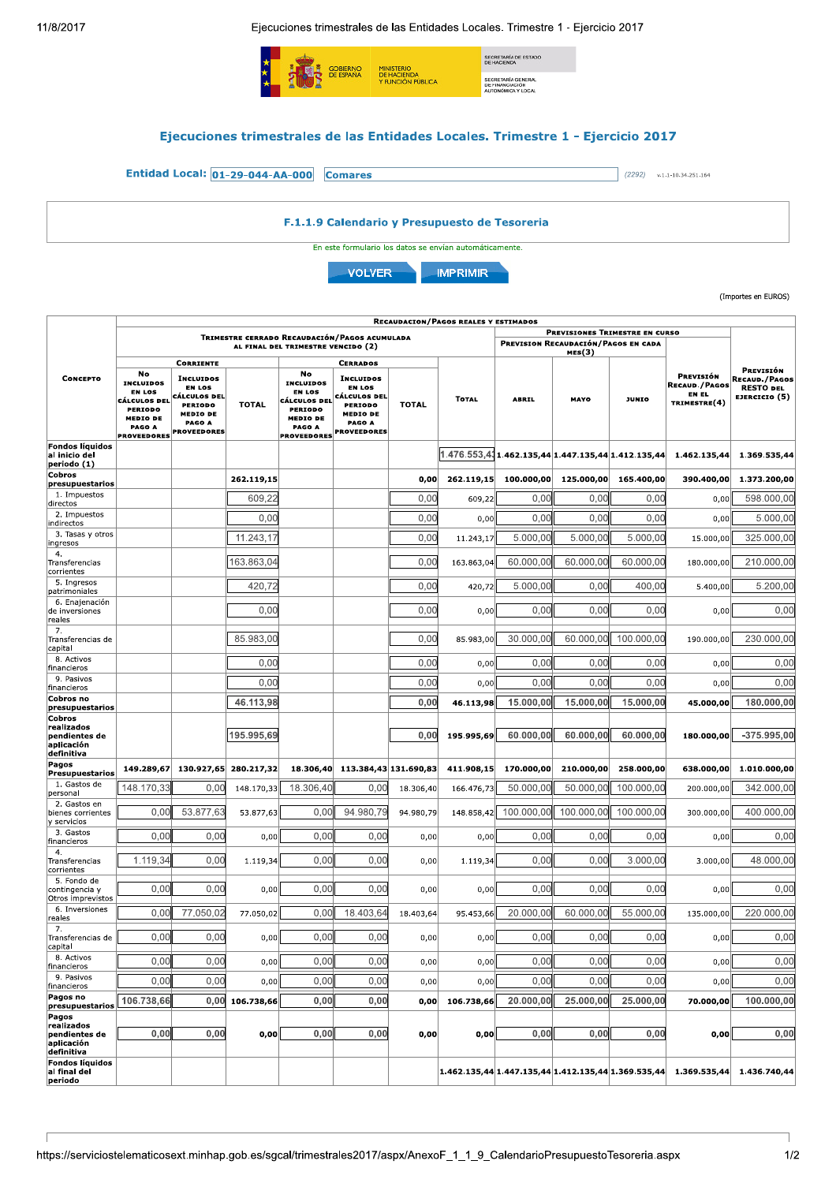# Ejecuciones trimestrales de las Entidades Locales. Trimestre 1 - Ejercicio 2017

**Entidad Local:** 01-29-044-AA-000 Comares (2292) v.1.1-10.34.251.164

## F.1.1.9 Calendario y Presupuesto de Tesoreria

En este formulario los datos se envían automáticamente.

VOLVER IMPRIMIR

(Importes en EUROS)

| Concepto | Recaudacion/Pagos reales y estimados | | | | | | | | | | | |
|---|---|---|---|---|---|---|---|---|---|---|---|---|
| | Trimestre cerrado Recaudación/Pagos acumulada al final del trimestre vencido (2) | | | | | | | Previsiones Trimestre en curso | | | | |
| | Corriente | | | Cerrados | | | | Prevision Recaudación/Pagos en cada mes(3) | | | Previsión Recaud./Pagos en el trimestre(4) | Previsión Recaud./Pagos resto del ejercicio (5) |
| | No incluidos en los cálculos del periodo medio de pago a proveedores | Incluidos en los cálculos del periodo medio de pago a proveedores | Total | No incluidos en los cálculos del periodo medio de pago a proveedores | Incluidos en los cálculos del periodo medio de pago a proveedores | Total | Total | Abril | Mayo | Junio | | |
| Fondos líquidos al inicio del periodo (1) | | | | | | | 1.476.553,43 | 1.462.135,44 | 1.447.135,44 | 1.412.135,44 | 1.462.135,44 | 1.369.535,44 |
| Cobros presupuestarios | | | 262.119,15 | | | 0,00 | 262.119,15 | 100.000,00 | 125.000,00 | 165.400,00 | 390.400,00 | 1.373.200,00 |
| 1. Impuestos directos | | | 609,22 | | | 0,00 | 609,22 | 0,00 | 0,00 | 0,00 | 0,00 | 598.000,00 |
| 2. Impuestos indirectos | | | 0,00 | | | 0,00 | 0,00 | 0,00 | 0,00 | 0,00 | 0,00 | 5.000,00 |
| 3. Tasas y otros ingresos | | | 11.243,17 | | | 0,00 | 11.243,17 | 5.000,00 | 5.000,00 | 5.000,00 | 15.000,00 | 325.000,00 |
| 4. Transferencias corrientes | | | 163.863,04 | | | 0,00 | 163.863,04 | 60.000,00 | 60.000,00 | 60.000,00 | 180.000,00 | 210.000,00 |
| 5. Ingresos patrimoniales | | | 420,72 | | | 0,00 | 420,72 | 5.000,00 | 0,00 | 400,00 | 5.400,00 | 5.200,00 |
| 6. Enajenación de inversiones reales | | | 0,00 | | | 0,00 | 0,00 | 0,00 | 0,00 | 0,00 | 0,00 | 0,00 |
| 7. Transferencias de capital | | | 85.983,00 | | | 0,00 | 85.983,00 | 30.000,00 | 60.000,00 | 100.000,00 | 190.000,00 | 230.000,00 |
| 8. Activos financieros | | | 0,00 | | | 0,00 | 0,00 | 0,00 | 0,00 | 0,00 | 0,00 | 0,00 |
| 9. Pasivos financieros | | | 0,00 | | | 0,00 | 0,00 | 0,00 | 0,00 | 0,00 | 0,00 | 0,00 |
| Cobros no presupuestarios | | | 46.113,98 | | | 0,00 | 46.113,98 | 15.000,00 | 15.000,00 | 15.000,00 | 45.000,00 | 180.000,00 |
| Cobros realizados pendientes de aplicación definitiva | | | 195.995,69 | | | 0,00 | 195.995,69 | 60.000,00 | 60.000,00 | 60.000,00 | 180.000,00 | -375.995,00 |
| Pagos Presupuestarios | 149.289,67 | 130.927,65 | 280.217,32 | 18.306,40 | 113.384,43 | 131.690,83 | 411.908,15 | 170.000,00 | 210.000,00 | 258.000,00 | 638.000,00 | 1.010.000,00 |
| 1. Gastos de personal | 148.170,33 | 0,00 | 148.170,33 | 18.306,40 | 0,00 | 18.306,40 | 166.476,73 | 50.000,00 | 50.000,00 | 100.000,00 | 200.000,00 | 342.000,00 |
| 2. Gastos en bienes corrientes y servicios | 0,00 | 53.877,63 | 53.877,63 | 0,00 | 94.980,79 | 94.980,79 | 148.858,42 | 100.000,00 | 100.000,00 | 100.000,00 | 300.000,00 | 400.000,00 |
| 3. Gastos financieros | 0,00 | 0,00 | 0,00 | 0,00 | 0,00 | 0,00 | 0,00 | 0,00 | 0,00 | 0,00 | 0,00 | 0,00 |
| 4. Transferencias corrientes | 1.119,34 | 0,00 | 1.119,34 | 0,00 | 0,00 | 0,00 | 1.119,34 | 0,00 | 0,00 | 3.000,00 | 3.000,00 | 48.000,00 |
| 5. Fondo de contingencia y Otros imprevistos | 0,00 | 0,00 | 0,00 | 0,00 | 0,00 | 0,00 | 0,00 | 0,00 | 0,00 | 0,00 | 0,00 | 0,00 |
| 6. Inversiones reales | 0,00 | 77.050,02 | 77.050,02 | 0,00 | 18.403,64 | 18.403,64 | 95.453,66 | 20.000,00 | 60.000,00 | 55.000,00 | 135.000,00 | 220.000,00 |
| 7. Transferencias de capital | 0,00 | 0,00 | 0,00 | 0,00 | 0,00 | 0,00 | 0,00 | 0,00 | 0,00 | 0,00 | 0,00 | 0,00 |
| 8. Activos financieros | 0,00 | 0,00 | 0,00 | 0,00 | 0,00 | 0,00 | 0,00 | 0,00 | 0,00 | 0,00 | 0,00 | 0,00 |
| 9. Pasivos financieros | 0,00 | 0,00 | 0,00 | 0,00 | 0,00 | 0,00 | 0,00 | 0,00 | 0,00 | 0,00 | 0,00 | 0,00 |
| Pagos no presupuestarios | 106.738,66 | 0,00 | 106.738,66 | 0,00 | 0,00 | 0,00 | 106.738,66 | 20.000,00 | 25.000,00 | 25.000,00 | 70.000,00 | 100.000,00 |
| Pagos realizados pendientes de aplicación definitiva | 0,00 | 0,00 | 0,00 | 0,00 | 0,00 | 0,00 | 0,00 | 0,00 | 0,00 | 0,00 | 0,00 | 0,00 |
| Fondos líquidos al final del periodo | | | | | | | 1.462.135,44 | 1.447.135,44 | 1.412.135,44 | 1.369.535,44 | 1.369.535,44 | 1.436.740,44 |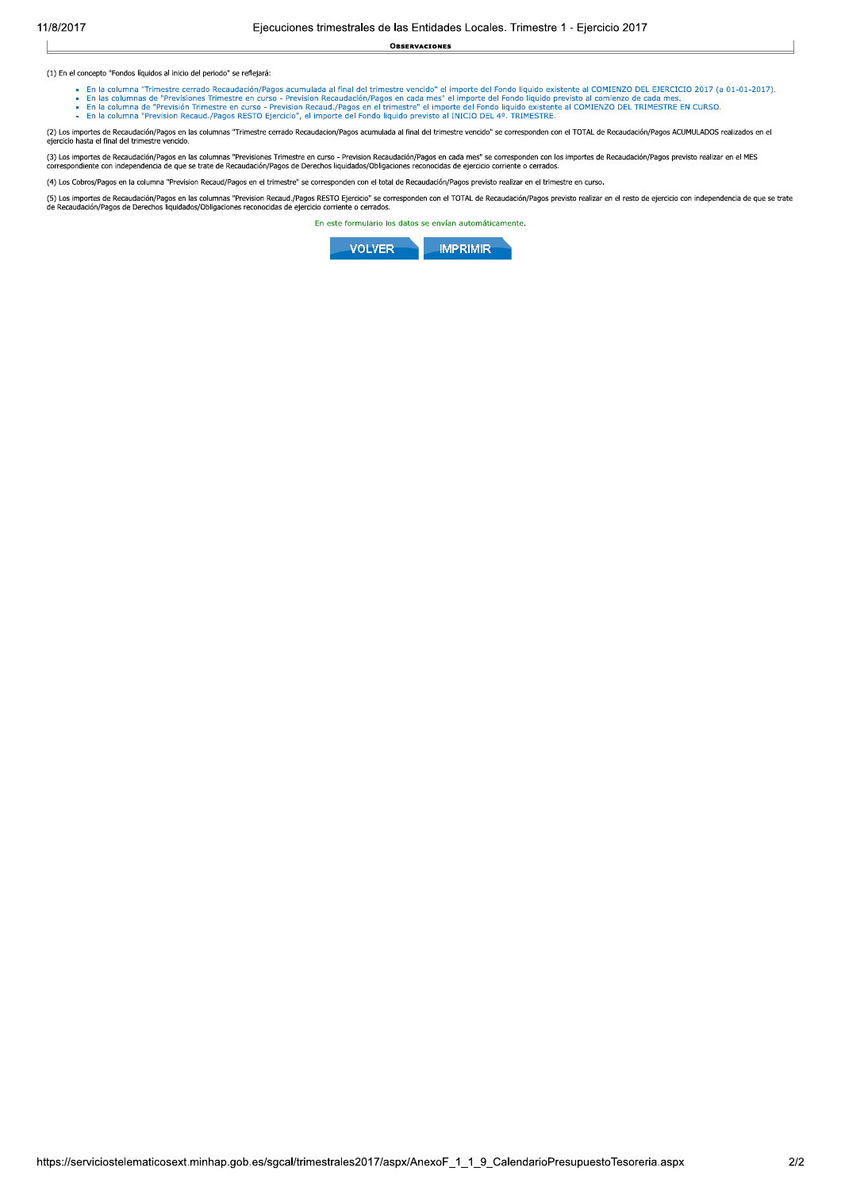## OBSERVACIONES

(1) En el concepto "Fondos líquidos al inicio del periodo" se reflejará:

- En la columna "Trimestre cerrado Recaudación/Pagos acumulada al final del trimestre vencido" el importe del Fondo liquido existente al COMIENZO DEL EJERCICIO 2017 (a 01-01-2017).
- En las columnas de "Previsiones Trimestre en curso - Prevision Recaudación/Pagos en cada mes" el importe del Fondo liquido previsto al comienzo de cada mes.
- En la columna de "Previsión Trimestre en curso - Prevision Recaud./Pagos en el trimestre" el importe del Fondo liquido existente al COMIENZO DEL TRIMESTRE EN CURSO.
- En la columna "Prevision Recaud./Pagos RESTO Ejercicio", el importe del Fondo liquido previsto al INICIO DEL 4º. TRIMESTRE.

(2) Los importes de Recaudación/Pagos en las columnas "Trimestre cerrado Recaudacion/Pagos acumulada al final del trimestre vencido" se corresponden con el TOTAL de Recaudación/Pagos ACUMULADOS realizados en el ejercicio hasta el final del trimestre vencido.

(3) Los importes de Recaudación/Pagos en las columnas "Previsiones Trimestre en curso - Prevision Recaudación/Pagos en cada mes" se corresponden con los importes de Recaudación/Pagos previsto realizar en el MES correspondiente con independencia de que se trate de Recaudación/Pagos de Derechos liquidados/Obligaciones reconocidas de ejercicio corriente o cerrados.

(4) Los Cobros/Pagos en la columna "Prevision Recaud/Pagos en el trimestre" se corresponden con el total de Recaudación/Pagos previsto realizar en el trimestre en curso.

(5) Los importes de Recaudación/Pagos en las columnas "Prevision Recaud./Pagos RESTO Ejercicio" se corresponden con el TOTAL de Recaudación/Pagos previsto realizar en el resto de ejercicio con independencia de que se trate de Recaudación/Pagos de Derechos liquidados/Obligaciones reconocidas de ejercicio corriente o cerrados.

En este formulario los datos se envían automáticamente.

VOLVER IMPRIMIR